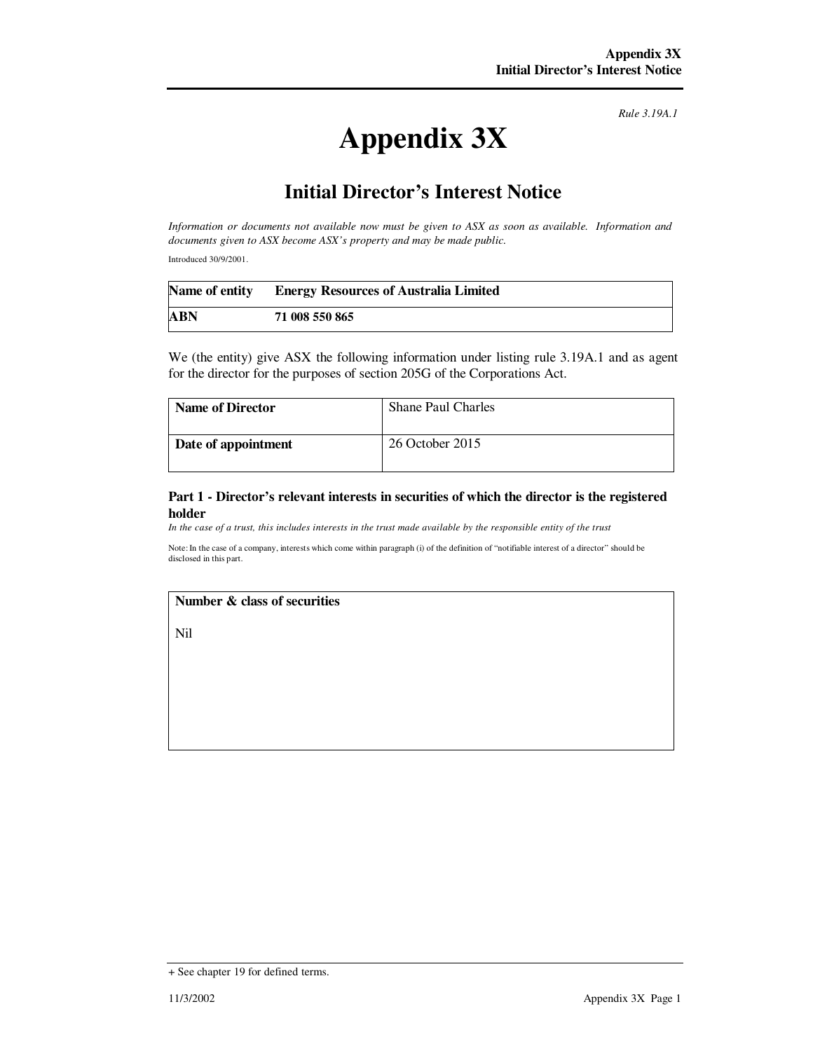*Rule 3.19A.1*

# Appendix 3X

## Initial Director's Interest Notice

*Information or documents not available now must be given to ASX as soon as available. Information and documents given to ASX become ASX's property and may be made public.*

Introduced 30/9/2001.

| **Name of entity** | **Energy Resources of Australia Limited** |
|---|---|
| **ABN** | **71 008 550 865** |

We (the entity) give ASX the following information under listing rule 3.19A.1 and as agent for the director for the purposes of section 205G of the Corporations Act.

| **Name of Director** | Shane Paul Charles |
|---|---|
| **Date of appointment** | 26 October 2015 |

### Part 1 - Director's relevant interests in securities of which the director is the registered holder

*In the case of a trust, this includes interests in the trust made available by the responsible entity of the trust*

Note: In the case of a company, interests which come within paragraph (i) of the definition of "notifiable interest of a director" should be disclosed in this part.

| **Number & class of securities** |
|---|
| Nil |

+ See chapter 19 for defined terms.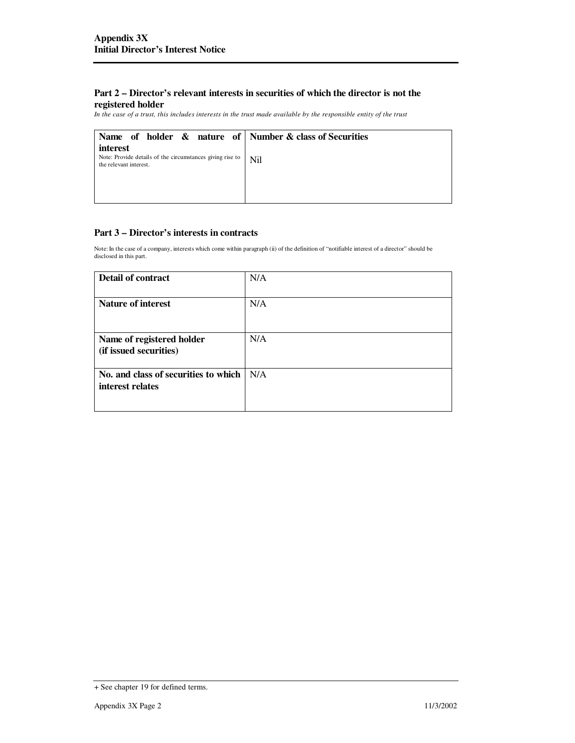## Part 2 – Director's relevant interests in securities of which the director is not the registered holder

*In the case of a trust, this includes interests in the trust made available by the responsible entity of the trust*

| **Name of holder & nature of interest**<br>Note: Provide details of the circumstances giving rise to the relevant interest. | **Number & class of Securities**<br><br>Nil |
|---|---|

## Part 3 – Director's interests in contracts

Note: In the case of a company, interests which come within paragraph (ii) of the definition of "notifiable interest of a director" should be disclosed in this part.

| | |
|---|---|
| **Detail of contract** | N/A |
| **Nature of interest** | N/A |
| **Name of registered holder (if issued securities)** | N/A |
| **No. and class of securities to which interest relates** | N/A |

+ See chapter 19 for defined terms.